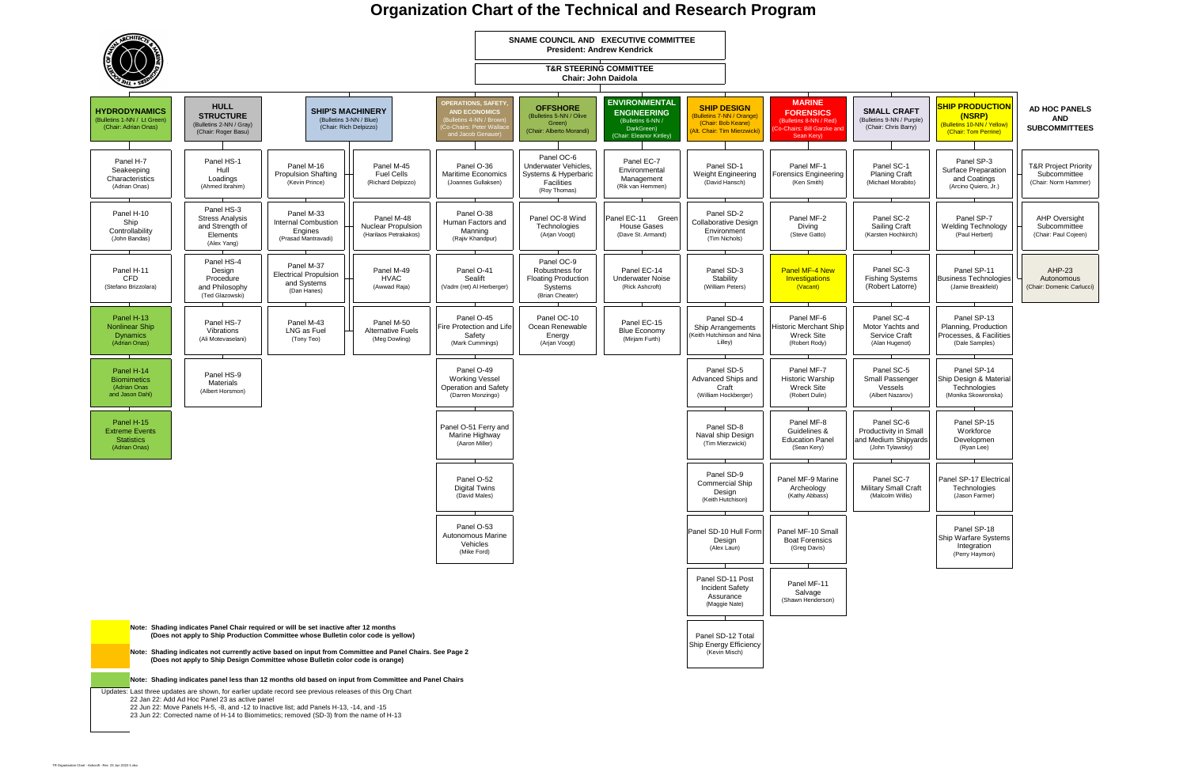# Organization Chart of the Technical and Research Program

**SNAME COUNCIL AND EXECUTIVE COMMITTEE**
**President: Andrew Kendrick**

**T&R STEERING COMMITTEE**
**Chair: John Daidola**

## HYDRODYNAMICS
(Bulletins 1-NN / Lt Green)
(Chair: Adrian Onas)

- Panel H-7 Seakeeping Characteristics (Adrian Onas)
- Panel H-10 Ship Controllability (John Bandas)
- Panel H-11 CFD (Stefano Brizzolara)
- Panel H-13 Nonlinear Ship Dynamics (Adrian Onas)
- Panel H-14 Biomimetics (Adrian Onas and Jason Dahl)
- Panel H-15 Extreme Events Statistics (Adrian Onas)

## HULL STRUCTURE
(Bulletins 2-NN / Gray)
(Chair: Roger Basu)

- Panel HS-1 Hull Loadings (Ahmed Ibrahim)
- Panel HS-3 Stress Analysis and Strength of Elements (Alex Yang)
- Panel HS-4 Design Procedure and Philosophy (Ted Glazowski)
- Panel HS-7 Vibrations (Ali Motevaselani)
- Panel HS-9 Materials (Albert Horsmon)

## SHIP'S MACHINERY
(Bulletins 3-NN / Blue)
(Chair: Rich Delpizzo)

- Panel M-16 Propulsion Shafting (Kevin Prince)
- Panel M-33 Internal Combustion Engines (Prasad Mantravadi)
- Panel M-37 Electrical Propulsion and Systems (Dan Hanes)
- Panel M-43 LNG as Fuel (Tony Teo)
- Panel M-45 Fuel Cells (Richard Delpizzo)
- Panel M-48 Nuclear Propulsion (Harilaos Petrakakos)
- Panel M-49 HVAC (Awwad Raja)
- Panel M-50 Alternative Fuels (Meg Dowling)

## OPERATIONS, SAFETY, AND ECONOMICS
(Bulletins 4-NN / Brown)
(Co-Chairs: Peter Wallace and Jacob Genauer)

- Panel O-36 Maritime Economics (Joannes Gullaksen)
- Panel O-38 Human Factors and Manning (Rajiv Khandpur)
- Panel O-41 Sealift (Vadm (ret) Al Herberger)
- Panel O-45 Fire Protection and Life Safety (Mark Cummings)
- Panel O-49 Working Vessel Operation and Safety (Darren Monzingo)
- Panel O-51 Ferry and Marine Highway (Aaron Miller)
- Panel O-52 Digital Twins (David Males)
- Panel O-53 Autonomous Marine Vehicles (Mike Ford)

## OFFSHORE
(Bulletins 5-NN / Olive Green)
(Chair: Alberto Morandi)

- Panel OC-6 Underwater Vehicles, Systems & Hyperbaric Facilities (Roy Thomas)
- Panel OC-8 Wind Technologies (Arjan Voogt)
- Panel OC-9 Robustness for Floating Production Systems (Brian Cheater)
- Panel OC-10 Ocean Renewable Energy (Arjan Voogt)

## ENVIRONMENTAL ENGINEERING
(Bulletins 6-NN / DarkGreen)
(Chair: Eleanor Kirtley)

- Panel EC-7 Environmental Management (Rik van Hemmen)
- Panel EC-11 Green House Gases (Dave St. Armand)
- Panel EC-14 Underwater Noise (Rick Ashcroft)
- Panel EC-15 Blue Economy (Mirjam Furth)

## SHIP DESIGN
(Bulletins 7-NN / Orange)
(Chair: Bob Keane)
(Alt. Chair: Tim Mierzwicki)

- Panel SD-1 Weight Engineering (David Hansch)
- Panel SD-2 Collaborative Design Environment (Tim Nichols)
- Panel SD-3 Stability (William Peters)
- Panel SD-4 Ship Arrangements (Keith Hutchinson and Nina Lilley)
- Panel SD-5 Advanced Ships and Craft (William Hockberger)
- Panel SD-8 Naval ship Design (Tim Mierzwicki)
- Panel SD-9 Commercial Ship Design (Keith Hutchison)
- Panel SD-10 Hull Form Design (Alex Laun)
- Panel SD-11 Post Incident Safety Assurance (Maggie Nate)
- Panel SD-12 Total Ship Energy Efficiency (Kevin Misch)

## MARINE FORENSICS
(Bulletins 8-NN / Red)
(Co-Chairs: Bill Garzke and Sean Kery)

- Panel MF-1 Forensics Engineering (Ken Smith)
- Panel MF-2 Diving (Steve Gatto)
- Panel MF-4 New Investigations (Vacant)
- Panel MF-6 Historic Merchant Ship Wreck Site (Robert Rody)
- Panel MF-7 Historic Warship Wreck Site (Robert Dulin)
- Panel MF-8 Guidelines & Education Panel (Sean Kery)
- Panel MF-9 Marine Archeology (Kathy Abbass)
- Panel MF-10 Small Boat Forensics (Greg Davis)
- Panel MF-11 Salvage (Shawn Henderson)

## SMALL CRAFT
(Bulletins 9-NN / Purple)
(Chair: Chris Barry)

- Panel SC-1 Planing Craft (Michael Morabito)
- Panel SC-2 Sailing Craft (Karsten Hochkirch)
- Panel SC-3 Fishing Systems (Robert Latorre)
- Panel SC-4 Motor Yachts and Service Craft (Alan Hugenot)
- Panel SC-5 Small Passenger Vessels (Albert Nazarov)
- Panel SC-6 Productivity in Small and Medium Shipyards (John Tylawsky)
- Panel SC-7 Military Small Craft (Malcolm Willis)

## SHIP PRODUCTION (NSRP)
(Bulletins 10-NN / Yellow)
(Chair: Tom Perrine)

- Panel SP-3 Surface Preparation and Coatings (Arcino Quiero, Jr.)
- Panel SP-7 Welding Technology (Paul Herbert)
- Panel SP-11 Business Technologies (Jamie Breakfield)
- Panel SP-13 Planning, Production Processes, & Facilities (Dale Samples)
- Panel SP-14 Ship Design & Material Technologies (Monika Skowronska)
- Panel SP-15 Workforce Developmen (Ryan Lee)
- Panel SP-17 Electrical Technologies (Jason Farmer)
- Panel SP-18 Ship Warfare Systems Integration (Perry Haymon)

## AD HOC PANELS AND SUBCOMMITTEES

- T&R Project Priority Subcommittee (Chair: Norm Hammer)
- AHP Oversight Subcommittee (Chair: Paul Cojeen)
- AHP-23 Autonomous (Chair: Domenic Carlucci)

---

**Note: Shading indicates Panel Chair required or will be set inactive after 12 months (Does not apply to Ship Production Committee whose Bulletin color code is yellow)** [yellow shading]

**Note: Shading indicates not currently active based on input from Committee and Panel Chairs. See Page 2 (Does not apply to Ship Design Committee whose Bulletin color code is orange)** [orange shading]

**Note: Shading indicates panel less than 12 months old based on input from Committee and Panel Chairs** [green shading]

Updates: Last three updates are shown, for earlier update record see previous releases of this Org Chart

- 22 Jan 22: Add Ad Hoc Panel 23 as active panel
- 22 Jun 22: Move Panels H-5, -8, and -12 to Inactive list; add Panels H-13, -14, and -15
- 23 Jun 22: Corrected name of H-14 to Biomimetics; removed (SD-3) from the name of H-13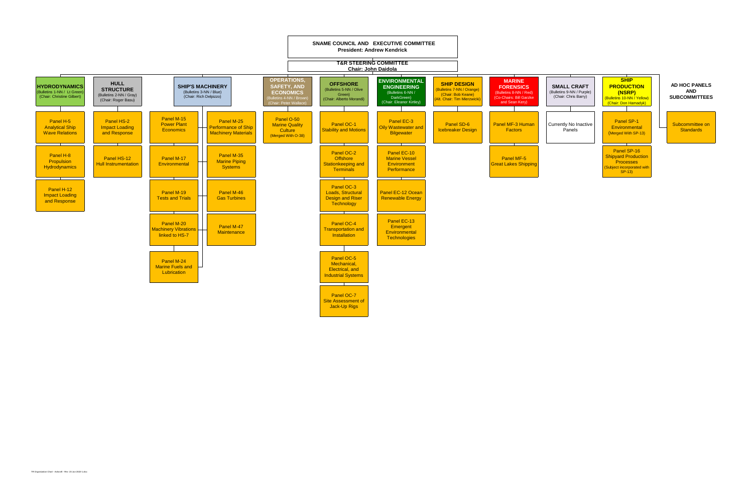# SNAME COUNCIL AND EXECUTIVE COMMITTEE

**President: Andrew Kendrick**

## T&R STEERING COMMITTEE

**Chair: John Daidola**

### HYDRODYNAMICS
(Bulletins 1-NN / Lt Green)
(Chair: Christine Gilbert)

- Panel H-5 Analytical Ship Wave Relations
- Panel H-8 Propulsion Hydrodynamics
- Panel H-12 Impact Loading and Response

### HULL STRUCTURE
(Bulletins 2-NN / Gray)
(Chair: Roger Basu)

- Panel HS-2 Impact Loading and Response
- Panel HS-12 Hull Instrumentation

### SHIP'S MACHINERY
(Bulletins 3-NN / Blue)
(Chair: Rich Delpizzo)

- Panel M-15 Power Plant Economics
- Panel M-17 Environmental
- Panel M-19 Tests and Trials
- Panel M-20 Machinery Vibrations linked to HS-7
- Panel M-24 Marine Fuels and Lubrication
- Panel M-25 Performance of Ship Machinery Materials
- Panel M-35 Marine Piping Systems
- Panel M-46 Gas Turbines
- Panel M-47 Maintenance

### OPERATIONS, SAFETY, AND ECONOMICS
(Bulletins 4-NN / Brown)
(Chair: Peter Wallace)

- Panel O-50 Marine Quality Culture (Merged With O-38)

### OFFSHORE
(Bulletins 5-NN / Olive Green)
(Chair: Alberto Morandi)

- Panel OC-1 Stability and Motions
- Panel OC-2 Offshore Stationkeeping and Terminals
- Panel OC-3 Loads, Structural Design and Riser Technology
- Panel OC-4 Transportation and Installation
- Panel OC-5 Mechanical, Electrical, and Industrial Systems
- Panel OC-7 Site Assessment of Jack-Up Rigs

### ENVIRONMENTAL ENGINEERING
(Bulletins 6-NN / DarkGreen)
(Chair: Eleanor Kirtley)

- Panel EC-3 Oily Wastewater and Bilgewater
- Panel EC-10 Marine Vessel Environment Performance
- Panel EC-12 Ocean Renewable Energy
- Panel EC-13 Emergent Environmental Technologies

### SHIP DESIGN
(Bulletins 7-NN / Orange)
(Chair: Bob Keane)
(Alt. Chair: Tim Mierzwicki)

- Panel SD-6 Icebreaker Design

### MARINE FORENSICS
(Bulletins 8-NN / Red)
(Co-Chairs: Bill Garzke and Sean Kery)

- Panel MF-3 Human Factors
- Panel MF-5 Great Lakes Shipping

### SMALL CRAFT
(Bulletins 9-NN / Purple)
(Chair: Chris Barry)

- Currently No Inactive Panels

### SHIP PRODUCTION (NSRP)
(Bulletins 10-NN / Yellow)
(Chair: Don Hamadyk)

- Panel SP-1 Environmental (Merged With SP-13)
- Panel SP-16 Shipyard Production Processes (Subject incorporated with SP-13)

### AD HOC PANELS AND SUBCOMMITTEES

- Subcommittee on Standards

TR Organization Chart - Ashcraft - Rev 23 Jun 2022-1.xlsx